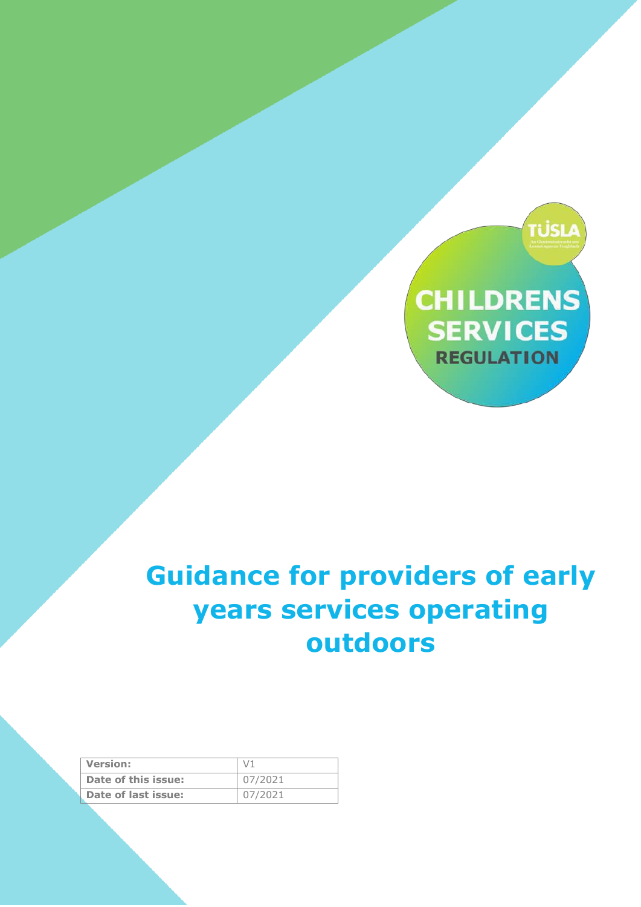TÚSLA

CHILDRENS SERVICES REGULATION

# Guidance for providers of early years services operating outdoors

| | |
|---|---|
| **Version:** | V1 |
| **Date of this issue:** | 07/2021 |
| **Date of last issue:** | 07/2021 |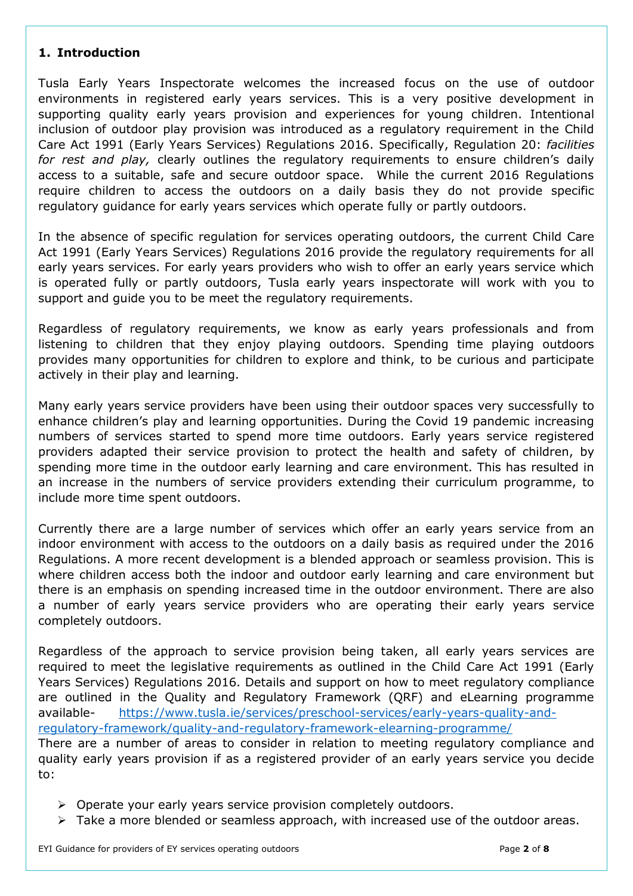## 1. Introduction

Tusla Early Years Inspectorate welcomes the increased focus on the use of outdoor environments in registered early years services. This is a very positive development in supporting quality early years provision and experiences for young children. Intentional inclusion of outdoor play provision was introduced as a regulatory requirement in the Child Care Act 1991 (Early Years Services) Regulations 2016. Specifically, Regulation 20: *facilities for rest and play,* clearly outlines the regulatory requirements to ensure children's daily access to a suitable, safe and secure outdoor space. While the current 2016 Regulations require children to access the outdoors on a daily basis they do not provide specific regulatory guidance for early years services which operate fully or partly outdoors.

In the absence of specific regulation for services operating outdoors, the current Child Care Act 1991 (Early Years Services) Regulations 2016 provide the regulatory requirements for all early years services. For early years providers who wish to offer an early years service which is operated fully or partly outdoors, Tusla early years inspectorate will work with you to support and guide you to be meet the regulatory requirements.

Regardless of regulatory requirements, we know as early years professionals and from listening to children that they enjoy playing outdoors. Spending time playing outdoors provides many opportunities for children to explore and think, to be curious and participate actively in their play and learning.

Many early years service providers have been using their outdoor spaces very successfully to enhance children's play and learning opportunities. During the Covid 19 pandemic increasing numbers of services started to spend more time outdoors. Early years service registered providers adapted their service provision to protect the health and safety of children, by spending more time in the outdoor early learning and care environment. This has resulted in an increase in the numbers of service providers extending their curriculum programme, to include more time spent outdoors.

Currently there are a large number of services which offer an early years service from an indoor environment with access to the outdoors on a daily basis as required under the 2016 Regulations. A more recent development is a blended approach or seamless provision. This is where children access both the indoor and outdoor early learning and care environment but there is an emphasis on spending increased time in the outdoor environment. There are also a number of early years service providers who are operating their early years service completely outdoors.

Regardless of the approach to service provision being taken, all early years services are required to meet the legislative requirements as outlined in the Child Care Act 1991 (Early Years Services) Regulations 2016. Details and support on how to meet regulatory compliance are outlined in the Quality and Regulatory Framework (QRF) and eLearning programme available- [https://www.tusla.ie/services/preschool-services/early-years-quality-and-regulatory-framework/quality-and-regulatory-framework-elearning-programme/](https://www.tusla.ie/services/preschool-services/early-years-quality-and-regulatory-framework/quality-and-regulatory-framework-elearning-programme/)

There are a number of areas to consider in relation to meeting regulatory compliance and quality early years provision if as a registered provider of an early years service you decide to:

- Operate your early years service provision completely outdoors.
- Take a more blended or seamless approach, with increased use of the outdoor areas.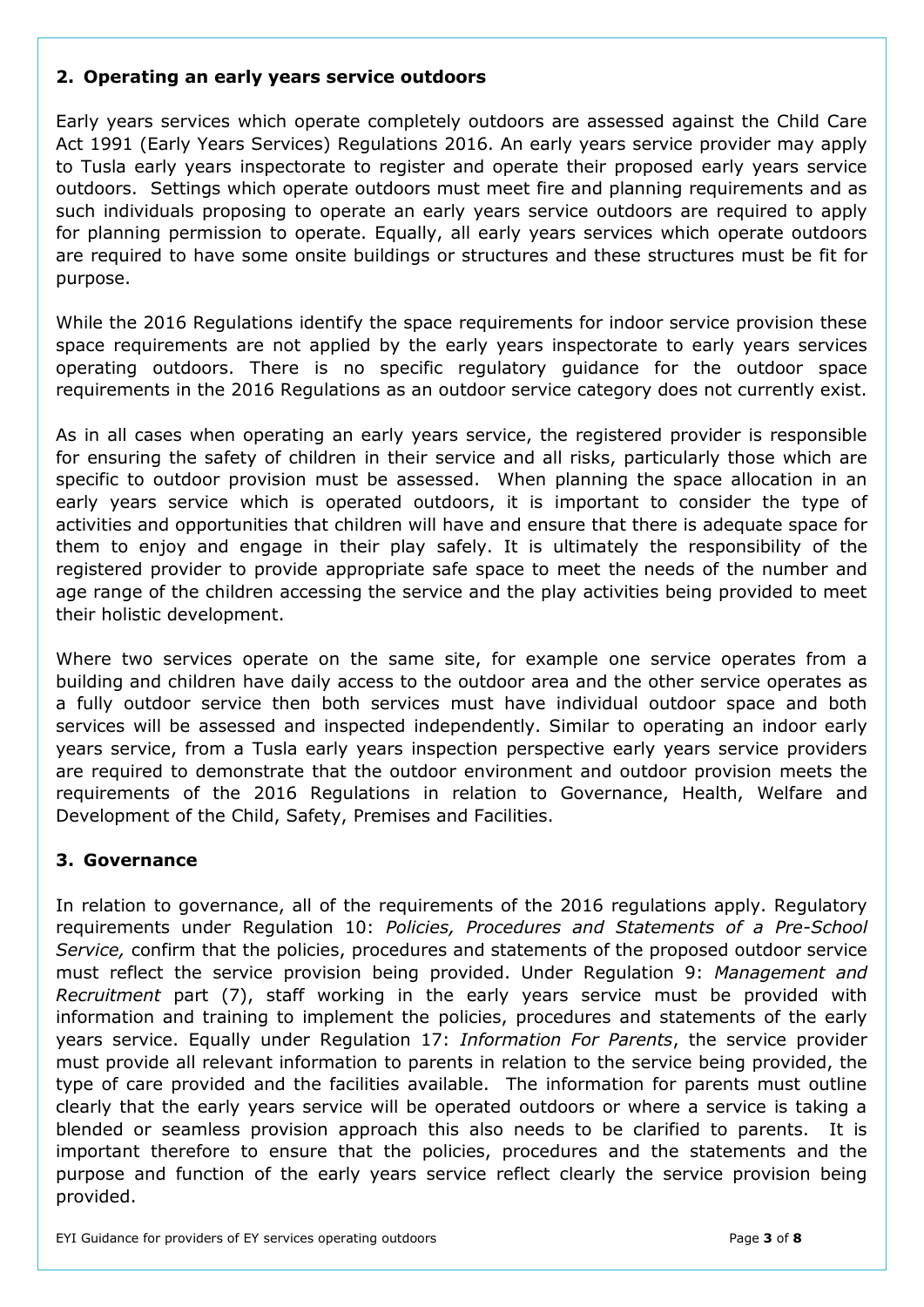## 2. Operating an early years service outdoors

Early years services which operate completely outdoors are assessed against the Child Care Act 1991 (Early Years Services) Regulations 2016. An early years service provider may apply to Tusla early years inspectorate to register and operate their proposed early years service outdoors. Settings which operate outdoors must meet fire and planning requirements and as such individuals proposing to operate an early years service outdoors are required to apply for planning permission to operate. Equally, all early years services which operate outdoors are required to have some onsite buildings or structures and these structures must be fit for purpose.

While the 2016 Regulations identify the space requirements for indoor service provision these space requirements are not applied by the early years inspectorate to early years services operating outdoors. There is no specific regulatory guidance for the outdoor space requirements in the 2016 Regulations as an outdoor service category does not currently exist.

As in all cases when operating an early years service, the registered provider is responsible for ensuring the safety of children in their service and all risks, particularly those which are specific to outdoor provision must be assessed. When planning the space allocation in an early years service which is operated outdoors, it is important to consider the type of activities and opportunities that children will have and ensure that there is adequate space for them to enjoy and engage in their play safely. It is ultimately the responsibility of the registered provider to provide appropriate safe space to meet the needs of the number and age range of the children accessing the service and the play activities being provided to meet their holistic development.

Where two services operate on the same site, for example one service operates from a building and children have daily access to the outdoor area and the other service operates as a fully outdoor service then both services must have individual outdoor space and both services will be assessed and inspected independently. Similar to operating an indoor early years service, from a Tusla early years inspection perspective early years service providers are required to demonstrate that the outdoor environment and outdoor provision meets the requirements of the 2016 Regulations in relation to Governance, Health, Welfare and Development of the Child, Safety, Premises and Facilities.

## 3. Governance

In relation to governance, all of the requirements of the 2016 regulations apply. Regulatory requirements under Regulation 10: *Policies, Procedures and Statements of a Pre-School Service,* confirm that the policies, procedures and statements of the proposed outdoor service must reflect the service provision being provided. Under Regulation 9: *Management and Recruitment* part (7), staff working in the early years service must be provided with information and training to implement the policies, procedures and statements of the early years service. Equally under Regulation 17: *Information For Parents*, the service provider must provide all relevant information to parents in relation to the service being provided, the type of care provided and the facilities available. The information for parents must outline clearly that the early years service will be operated outdoors or where a service is taking a blended or seamless provision approach this also needs to be clarified to parents. It is important therefore to ensure that the policies, procedures and the statements and the purpose and function of the early years service reflect clearly the service provision being provided.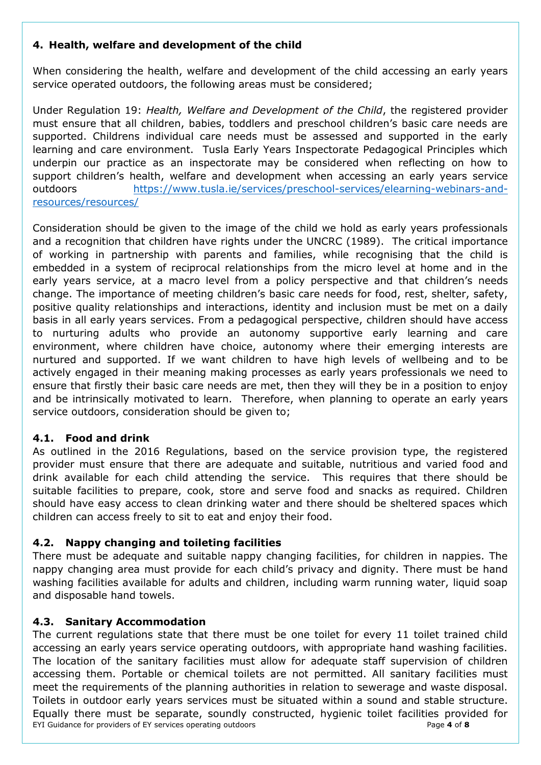## 4. Health, welfare and development of the child

When considering the health, welfare and development of the child accessing an early years service operated outdoors, the following areas must be considered;

Under Regulation 19: *Health, Welfare and Development of the Child*, the registered provider must ensure that all children, babies, toddlers and preschool children's basic care needs are supported. Childrens individual care needs must be assessed and supported in the early learning and care environment. Tusla Early Years Inspectorate Pedagogical Principles which underpin our practice as an inspectorate may be considered when reflecting on how to support children's health, welfare and development when accessing an early years service outdoors https://www.tusla.ie/services/preschool-services/elearning-webinars-and-resources/resources/

Consideration should be given to the image of the child we hold as early years professionals and a recognition that children have rights under the UNCRC (1989). The critical importance of working in partnership with parents and families, while recognising that the child is embedded in a system of reciprocal relationships from the micro level at home and in the early years service, at a macro level from a policy perspective and that children's needs change. The importance of meeting children's basic care needs for food, rest, shelter, safety, positive quality relationships and interactions, identity and inclusion must be met on a daily basis in all early years services. From a pedagogical perspective, children should have access to nurturing adults who provide an autonomy supportive early learning and care environment, where children have choice, autonomy where their emerging interests are nurtured and supported. If we want children to have high levels of wellbeing and to be actively engaged in their meaning making processes as early years professionals we need to ensure that firstly their basic care needs are met, then they will they be in a position to enjoy and be intrinsically motivated to learn. Therefore, when planning to operate an early years service outdoors, consideration should be given to;

### 4.1. Food and drink

As outlined in the 2016 Regulations, based on the service provision type, the registered provider must ensure that there are adequate and suitable, nutritious and varied food and drink available for each child attending the service. This requires that there should be suitable facilities to prepare, cook, store and serve food and snacks as required. Children should have easy access to clean drinking water and there should be sheltered spaces which children can access freely to sit to eat and enjoy their food.

### 4.2. Nappy changing and toileting facilities

There must be adequate and suitable nappy changing facilities, for children in nappies. The nappy changing area must provide for each child's privacy and dignity. There must be hand washing facilities available for adults and children, including warm running water, liquid soap and disposable hand towels.

### 4.3. Sanitary Accommodation

The current regulations state that there must be one toilet for every 11 toilet trained child accessing an early years service operating outdoors, with appropriate hand washing facilities. The location of the sanitary facilities must allow for adequate staff supervision of children accessing them. Portable or chemical toilets are not permitted. All sanitary facilities must meet the requirements of the planning authorities in relation to sewerage and waste disposal. Toilets in outdoor early years services must be situated within a sound and stable structure. Equally there must be separate, soundly constructed, hygienic toilet facilities provided for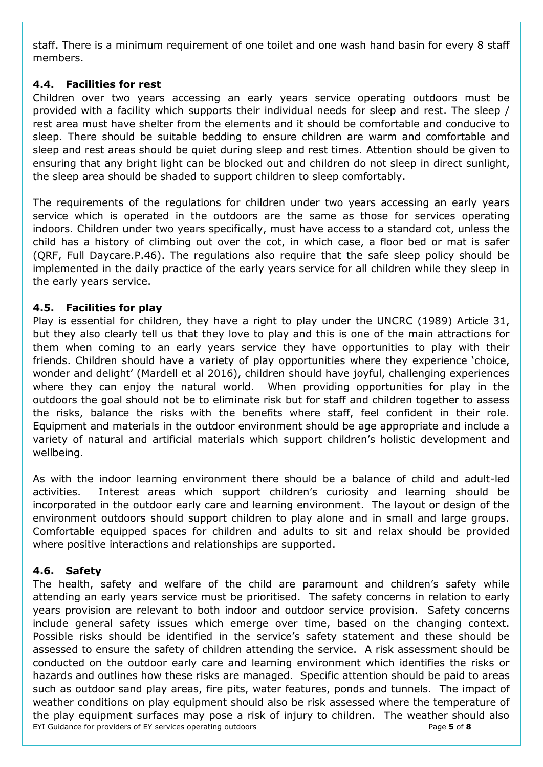staff. There is a minimum requirement of one toilet and one wash hand basin for every 8 staff members.

### 4.4. Facilities for rest

Children over two years accessing an early years service operating outdoors must be provided with a facility which supports their individual needs for sleep and rest. The sleep / rest area must have shelter from the elements and it should be comfortable and conducive to sleep. There should be suitable bedding to ensure children are warm and comfortable and sleep and rest areas should be quiet during sleep and rest times. Attention should be given to ensuring that any bright light can be blocked out and children do not sleep in direct sunlight, the sleep area should be shaded to support children to sleep comfortably.

The requirements of the regulations for children under two years accessing an early years service which is operated in the outdoors are the same as those for services operating indoors. Children under two years specifically, must have access to a standard cot, unless the child has a history of climbing out over the cot, in which case, a floor bed or mat is safer (QRF, Full Daycare.P.46). The regulations also require that the safe sleep policy should be implemented in the daily practice of the early years service for all children while they sleep in the early years service.

### 4.5. Facilities for play

Play is essential for children, they have a right to play under the UNCRC (1989) Article 31, but they also clearly tell us that they love to play and this is one of the main attractions for them when coming to an early years service they have opportunities to play with their friends. Children should have a variety of play opportunities where they experience 'choice, wonder and delight' (Mardell et al 2016), children should have joyful, challenging experiences where they can enjoy the natural world. When providing opportunities for play in the outdoors the goal should not be to eliminate risk but for staff and children together to assess the risks, balance the risks with the benefits where staff, feel confident in their role. Equipment and materials in the outdoor environment should be age appropriate and include a variety of natural and artificial materials which support children's holistic development and wellbeing.

As with the indoor learning environment there should be a balance of child and adult-led activities. Interest areas which support children's curiosity and learning should be incorporated in the outdoor early care and learning environment. The layout or design of the environment outdoors should support children to play alone and in small and large groups. Comfortable equipped spaces for children and adults to sit and relax should be provided where positive interactions and relationships are supported.

### 4.6. Safety

The health, safety and welfare of the child are paramount and children's safety while attending an early years service must be prioritised. The safety concerns in relation to early years provision are relevant to both indoor and outdoor service provision. Safety concerns include general safety issues which emerge over time, based on the changing context. Possible risks should be identified in the service's safety statement and these should be assessed to ensure the safety of children attending the service. A risk assessment should be conducted on the outdoor early care and learning environment which identifies the risks or hazards and outlines how these risks are managed. Specific attention should be paid to areas such as outdoor sand play areas, fire pits, water features, ponds and tunnels. The impact of weather conditions on play equipment should also be risk assessed where the temperature of the play equipment surfaces may pose a risk of injury to children. The weather should also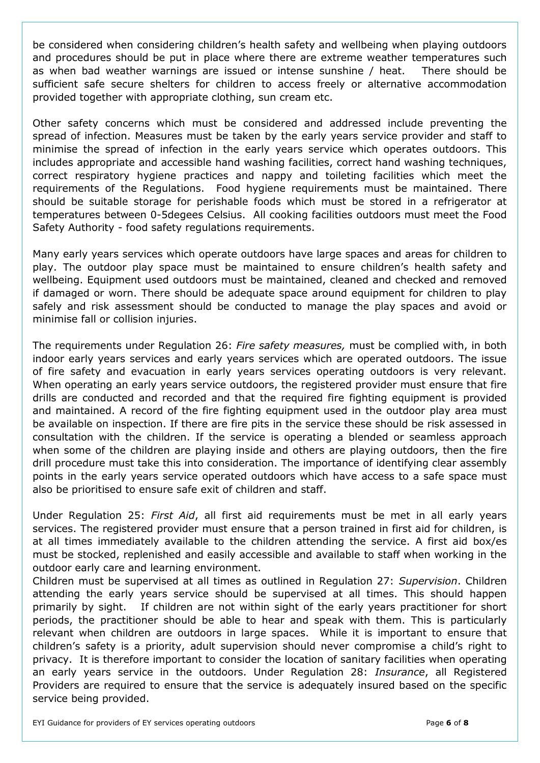be considered when considering children's health safety and wellbeing when playing outdoors and procedures should be put in place where there are extreme weather temperatures such as when bad weather warnings are issued or intense sunshine / heat. There should be sufficient safe secure shelters for children to access freely or alternative accommodation provided together with appropriate clothing, sun cream etc.

Other safety concerns which must be considered and addressed include preventing the spread of infection. Measures must be taken by the early years service provider and staff to minimise the spread of infection in the early years service which operates outdoors. This includes appropriate and accessible hand washing facilities, correct hand washing techniques, correct respiratory hygiene practices and nappy and toileting facilities which meet the requirements of the Regulations. Food hygiene requirements must be maintained. There should be suitable storage for perishable foods which must be stored in a refrigerator at temperatures between 0-5degees Celsius. All cooking facilities outdoors must meet the Food Safety Authority - food safety regulations requirements.

Many early years services which operate outdoors have large spaces and areas for children to play. The outdoor play space must be maintained to ensure children's health safety and wellbeing. Equipment used outdoors must be maintained, cleaned and checked and removed if damaged or worn. There should be adequate space around equipment for children to play safely and risk assessment should be conducted to manage the play spaces and avoid or minimise fall or collision injuries.

The requirements under Regulation 26: *Fire safety measures,* must be complied with, in both indoor early years services and early years services which are operated outdoors. The issue of fire safety and evacuation in early years services operating outdoors is very relevant. When operating an early years service outdoors, the registered provider must ensure that fire drills are conducted and recorded and that the required fire fighting equipment is provided and maintained. A record of the fire fighting equipment used in the outdoor play area must be available on inspection. If there are fire pits in the service these should be risk assessed in consultation with the children. If the service is operating a blended or seamless approach when some of the children are playing inside and others are playing outdoors, then the fire drill procedure must take this into consideration. The importance of identifying clear assembly points in the early years service operated outdoors which have access to a safe space must also be prioritised to ensure safe exit of children and staff.

Under Regulation 25: *First Aid*, all first aid requirements must be met in all early years services. The registered provider must ensure that a person trained in first aid for children, is at all times immediately available to the children attending the service. A first aid box/es must be stocked, replenished and easily accessible and available to staff when working in the outdoor early care and learning environment.

Children must be supervised at all times as outlined in Regulation 27: *Supervision*. Children attending the early years service should be supervised at all times. This should happen primarily by sight. If children are not within sight of the early years practitioner for short periods, the practitioner should be able to hear and speak with them. This is particularly relevant when children are outdoors in large spaces. While it is important to ensure that children's safety is a priority, adult supervision should never compromise a child's right to privacy. It is therefore important to consider the location of sanitary facilities when operating an early years service in the outdoors. Under Regulation 28: *Insurance*, all Registered Providers are required to ensure that the service is adequately insured based on the specific service being provided.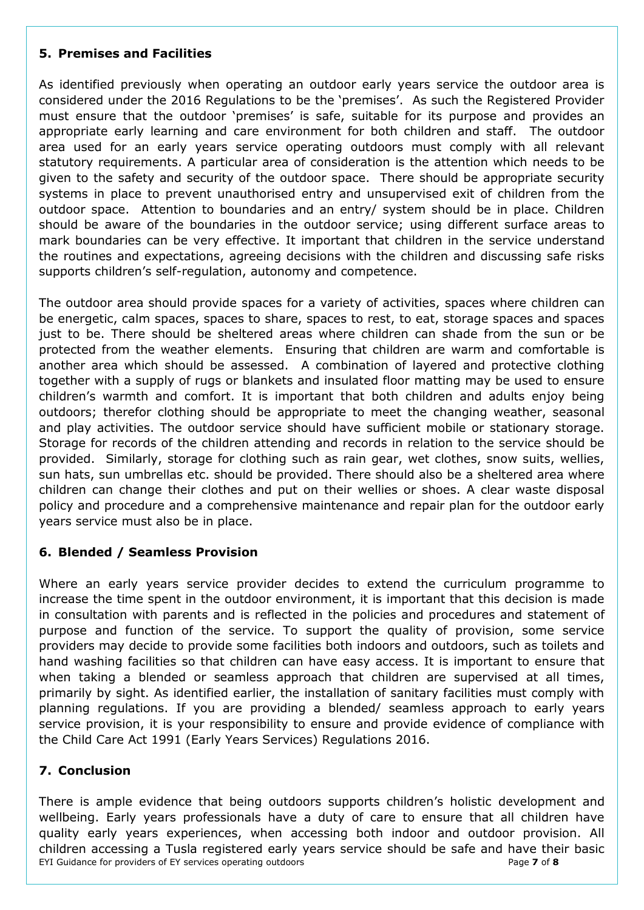## 5. Premises and Facilities

As identified previously when operating an outdoor early years service the outdoor area is considered under the 2016 Regulations to be the 'premises'. As such the Registered Provider must ensure that the outdoor 'premises' is safe, suitable for its purpose and provides an appropriate early learning and care environment for both children and staff. The outdoor area used for an early years service operating outdoors must comply with all relevant statutory requirements. A particular area of consideration is the attention which needs to be given to the safety and security of the outdoor space. There should be appropriate security systems in place to prevent unauthorised entry and unsupervised exit of children from the outdoor space. Attention to boundaries and an entry/ system should be in place. Children should be aware of the boundaries in the outdoor service; using different surface areas to mark boundaries can be very effective. It important that children in the service understand the routines and expectations, agreeing decisions with the children and discussing safe risks supports children's self-regulation, autonomy and competence.

The outdoor area should provide spaces for a variety of activities, spaces where children can be energetic, calm spaces, spaces to share, spaces to rest, to eat, storage spaces and spaces just to be. There should be sheltered areas where children can shade from the sun or be protected from the weather elements. Ensuring that children are warm and comfortable is another area which should be assessed. A combination of layered and protective clothing together with a supply of rugs or blankets and insulated floor matting may be used to ensure children's warmth and comfort. It is important that both children and adults enjoy being outdoors; therefor clothing should be appropriate to meet the changing weather, seasonal and play activities. The outdoor service should have sufficient mobile or stationary storage. Storage for records of the children attending and records in relation to the service should be provided. Similarly, storage for clothing such as rain gear, wet clothes, snow suits, wellies, sun hats, sun umbrellas etc. should be provided. There should also be a sheltered area where children can change their clothes and put on their wellies or shoes. A clear waste disposal policy and procedure and a comprehensive maintenance and repair plan for the outdoor early years service must also be in place.

## 6. Blended / Seamless Provision

Where an early years service provider decides to extend the curriculum programme to increase the time spent in the outdoor environment, it is important that this decision is made in consultation with parents and is reflected in the policies and procedures and statement of purpose and function of the service. To support the quality of provision, some service providers may decide to provide some facilities both indoors and outdoors, such as toilets and hand washing facilities so that children can have easy access. It is important to ensure that when taking a blended or seamless approach that children are supervised at all times, primarily by sight. As identified earlier, the installation of sanitary facilities must comply with planning regulations. If you are providing a blended/ seamless approach to early years service provision, it is your responsibility to ensure and provide evidence of compliance with the Child Care Act 1991 (Early Years Services) Regulations 2016.

## 7. Conclusion

There is ample evidence that being outdoors supports children's holistic development and wellbeing. Early years professionals have a duty of care to ensure that all children have quality early years experiences, when accessing both indoor and outdoor provision. All children accessing a Tusla registered early years service should be safe and have their basic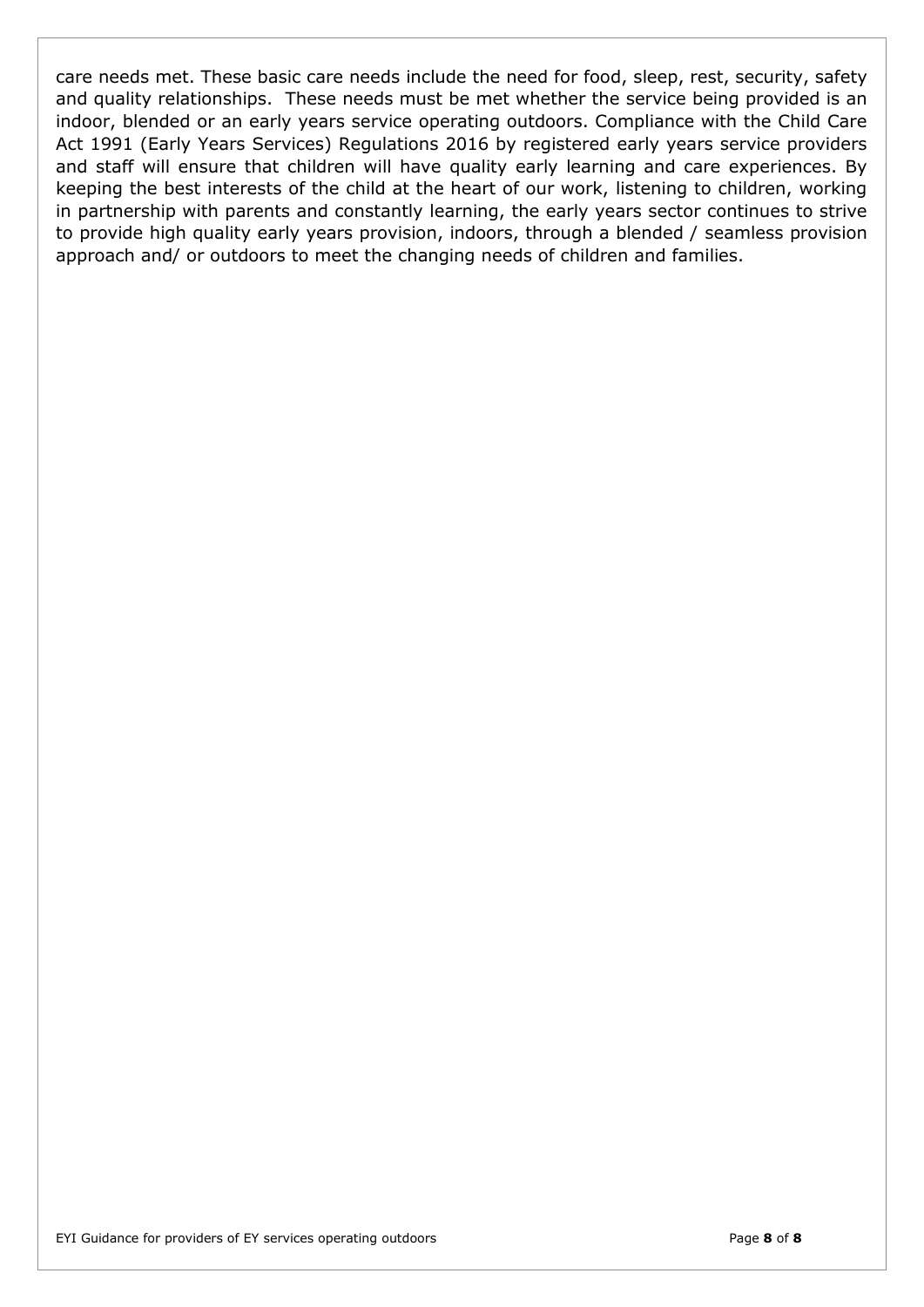care needs met. These basic care needs include the need for food, sleep, rest, security, safety and quality relationships. These needs must be met whether the service being provided is an indoor, blended or an early years service operating outdoors. Compliance with the Child Care Act 1991 (Early Years Services) Regulations 2016 by registered early years service providers and staff will ensure that children will have quality early learning and care experiences. By keeping the best interests of the child at the heart of our work, listening to children, working in partnership with parents and constantly learning, the early years sector continues to strive to provide high quality early years provision, indoors, through a blended / seamless provision approach and/ or outdoors to meet the changing needs of children and families.